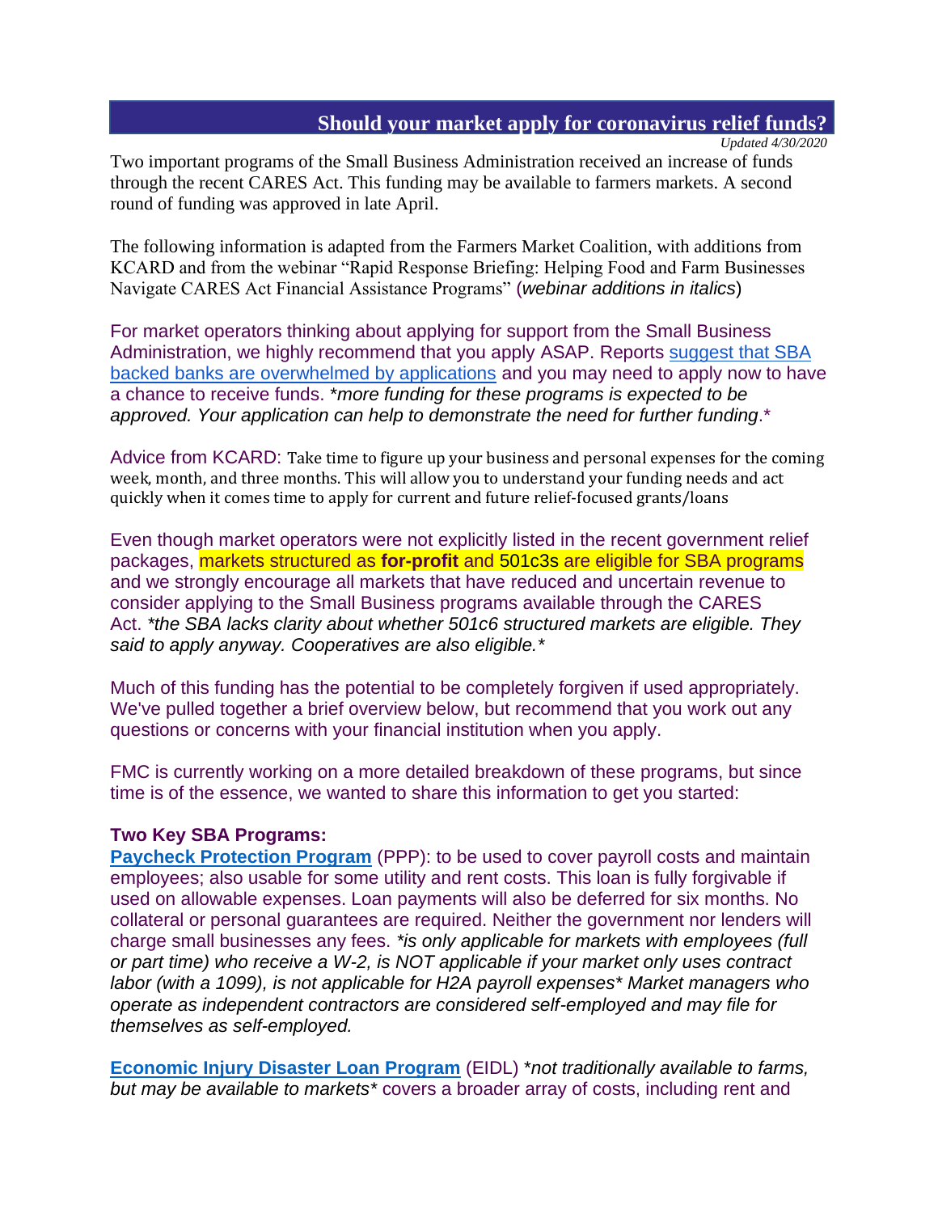# Should your market apply for coronavirus relief funds?

*Updated 4/30/2020*

Two important programs of the Small Business Administration received an increase of funds through the recent CARES Act. This funding may be available to farmers markets. A second round of funding was approved in late April.

The following information is adapted from the Farmers Market Coalition, with additions from KCARD and from the webinar "Rapid Response Briefing: Helping Food and Farm Businesses Navigate CARES Act Financial Assistance Programs" (*webinar additions in italics*)

For market operators thinking about applying for support from the Small Business Administration, we highly recommend that you apply ASAP. Reports suggest that SBA backed banks are overwhelmed by applications and you may need to apply now to have a chance to receive funds. *\*more funding for these programs is expected to be approved. Your application can help to demonstrate the need for further funding.\**

Advice from KCARD: Take time to figure up your business and personal expenses for the coming week, month, and three months. This will allow you to understand your funding needs and act quickly when it comes time to apply for current and future relief-focused grants/loans

Even though market operators were not explicitly listed in the recent government relief packages, markets structured as **for-profit** and 501c3s are eligible for SBA programs and we strongly encourage all markets that have reduced and uncertain revenue to consider applying to the Small Business programs available through the CARES Act. *\*the SBA lacks clarity about whether 501c6 structured markets are eligible. They said to apply anyway. Cooperatives are also eligible.\**

Much of this funding has the potential to be completely forgiven if used appropriately. We've pulled together a brief overview below, but recommend that you work out any questions or concerns with your financial institution when you apply.

FMC is currently working on a more detailed breakdown of these programs, but since time is of the essence, we wanted to share this information to get you started:

**Two Key SBA Programs:**

**Paycheck Protection Program** (PPP): to be used to cover payroll costs and maintain employees; also usable for some utility and rent costs. This loan is fully forgivable if used on allowable expenses. Loan payments will also be deferred for six months. No collateral or personal guarantees are required. Neither the government nor lenders will charge small businesses any fees. *\*is only applicable for markets with employees (full or part time) who receive a W-2, is NOT applicable if your market only uses contract labor (with a 1099), is not applicable for H2A payroll expenses\* Market managers who operate as independent contractors are considered self-employed and may file for themselves as self-employed.*

**Economic Injury Disaster Loan Program** (EIDL) *\*not traditionally available to farms, but may be available to markets\** covers a broader array of costs, including rent and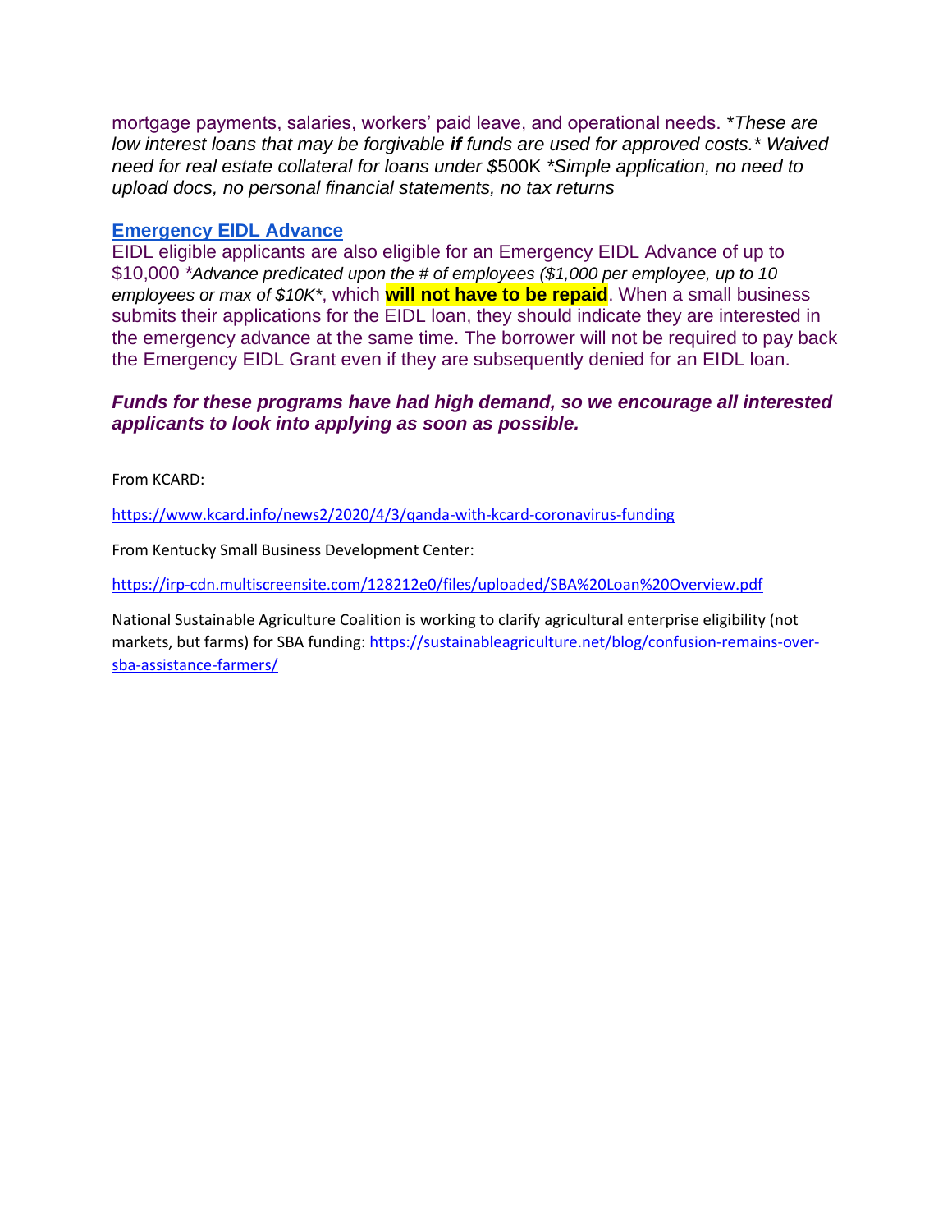mortgage payments, salaries, workers' paid leave, and operational needs. **These are low interest loans that may be forgivable **if** funds are used for approved costs.** *Waived need for real estate collateral for loans under $500K* *Simple application, no need to upload docs, no personal financial statements, no tax returns*

### Emergency EIDL Advance

EIDL eligible applicants are also eligible for an Emergency EIDL Advance of up to $10,000 *\*Advance predicated upon the # of employees ($1,000 per employee, up to 10 employees or max of $10K\**, which **will not have to be repaid**. When a small business submits their applications for the EIDL loan, they should indicate they are interested in the emergency advance at the same time. The borrower will not be required to pay back the Emergency EIDL Grant even if they are subsequently denied for an EIDL loan.

***Funds for these programs have had high demand, so we encourage all interested applicants to look into applying as soon as possible.***

From KCARD:

https://www.kcard.info/news2/2020/4/3/qanda-with-kcard-coronavirus-funding

From Kentucky Small Business Development Center:

https://irp-cdn.multiscreensite.com/128212e0/files/uploaded/SBA%20Loan%20Overview.pdf

National Sustainable Agriculture Coalition is working to clarify agricultural enterprise eligibility (not markets, but farms) for SBA funding: https://sustainableagriculture.net/blog/confusion-remains-over-sba-assistance-farmers/